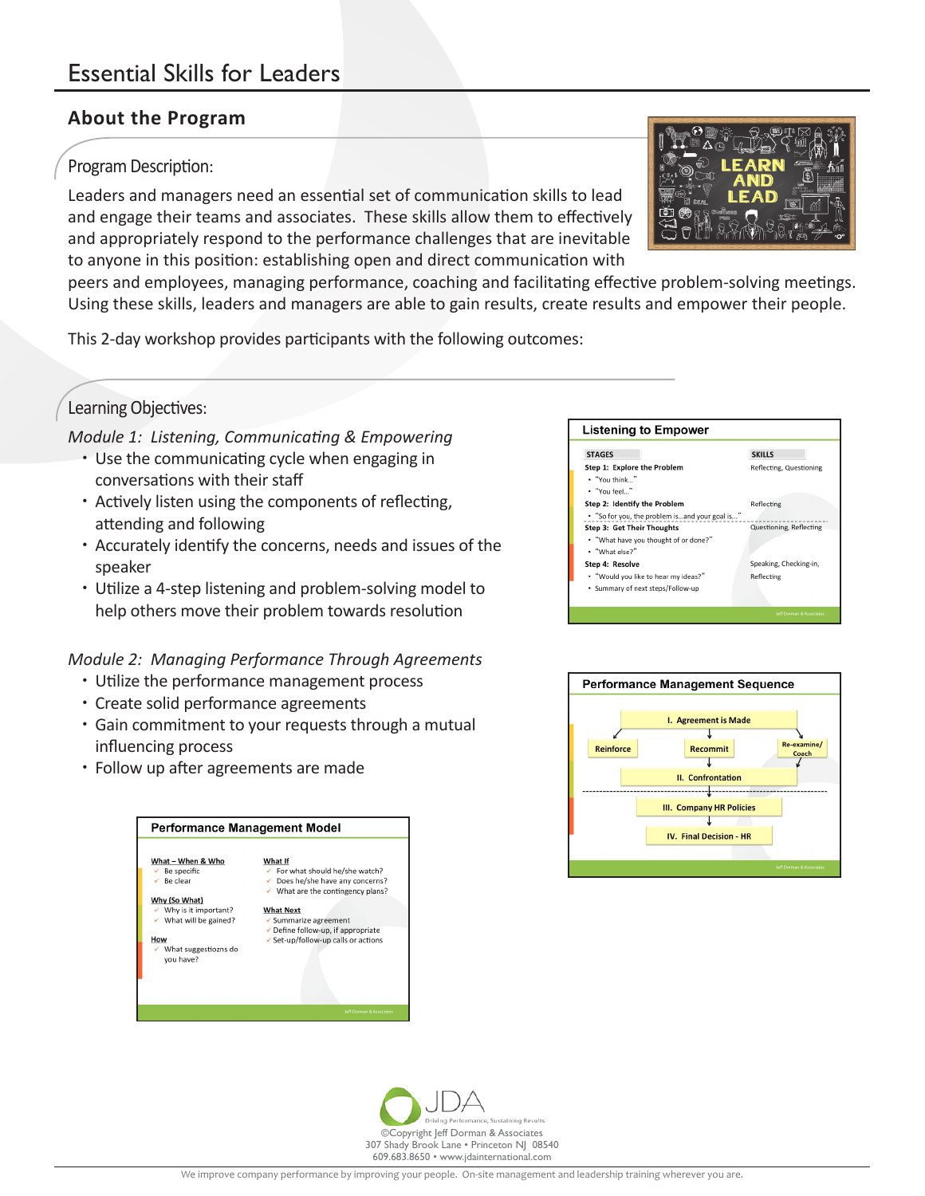# Essential Skills for Leaders

## About the Program

### Program Description:

Leaders and managers need an essential set of communication skills to lead and engage their teams and associates. These skills allow them to effectively and appropriately respond to the performance challenges that are inevitable to anyone in this position: establishing open and direct communication with peers and employees, managing performance, coaching and facilitating effective problem-solving meetings. Using these skills, leaders and managers are able to gain results, create results and empower their people.

This 2-day workshop provides participants with the following outcomes:

### Learning Objectives:

*Module 1: Listening, Communicating & Empowering*

- Use the communicating cycle when engaging in conversations with their staff
- Actively listen using the components of reflecting, attending and following
- Accurately identify the concerns, needs and issues of the speaker
- Utilize a 4-step listening and problem-solving model to help others move their problem towards resolution

**Listening to Empower**

| STAGES | SKILLS |
|---|---|
| **Step 1: Explore the Problem**<br>• "You think..."<br>• "You feel..." | Reflecting, Questioning |
| **Step 2: Identify the Problem**<br>• "So for you, the problem is...and your goal is..." | Reflecting |
| **Step 3: Get Their Thoughts**<br>• "What have you thought of or done?"<br>• "What else?" | Questioning, Reflecting |
| **Step 4: Resolve**<br>• "Would you like to hear my ideas?"<br>• Summary of next steps/Follow-up | Speaking, Checking-in, Reflecting |

*Module 2: Managing Performance Through Agreements*

- Utilize the performance management process
- Create solid performance agreements
- Gain commitment to your requests through a mutual influencing process
- Follow up after agreements are made

**Performance Management Sequence**

- I. Agreement is Made
  - Reinforce
  - Recommit
  - Re-examine/Coach
- II. Confrontation
- III. Company HR Policies
- IV. Final Decision - HR

**Performance Management Model**

**What – When & Who**
- ✓ Be specific
- ✓ Be clear

**Why (So What)**
- ✓ Why is it important?
- ✓ What will be gained?

**How**
- ✓ What suggestiozns do you have?

**What If**
- ✓ For what should he/she watch?
- ✓ Does he/she have any concerns?
- ✓ What are the contingency plans?

**What Next**
- ✓ Summarize agreement
- ✓ Define follow-up, if appropriate
- ✓ Set-up/follow-up calls or actions

JDA
Driving Performance, Sustaining Results
©Copyright Jeff Dorman & Associates
307 Shady Brook Lane • Princeton NJ 08540
609.683.8650 • www.jdainternational.com

We improve company performance by improving your people. On-site management and leadership training wherever you are.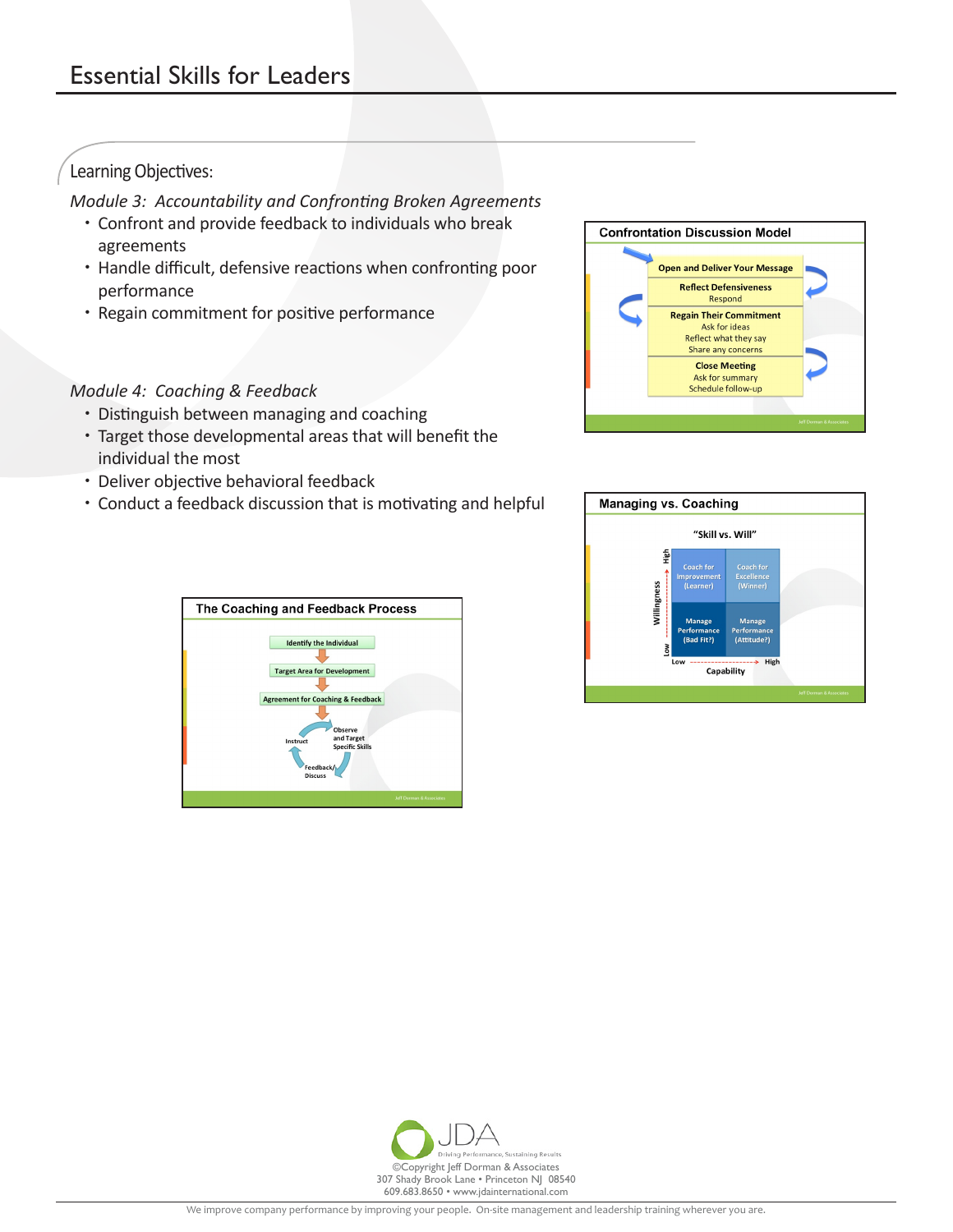# Essential Skills for Leaders

## Learning Objectives:

*Module 3: Accountability and Confronting Broken Agreements*

- Confront and provide feedback to individuals who break agreements
- Handle difficult, defensive reactions when confronting poor performance
- Regain commitment for positive performance

*Module 4: Coaching & Feedback*

- Distinguish between managing and coaching
- Target those developmental areas that will benefit the individual the most
- Deliver objective behavioral feedback
- Conduct a feedback discussion that is motivating and helpful

**Confrontation Discussion Model**

Open and Deliver Your Message

Reflect Defensiveness
Respond

Regain Their Commitment
Ask for ideas
Reflect what they say
Share any concerns

Close Meeting
Ask for summary
Schedule follow-up

Jeff Dorman & Associates

**Managing vs. Coaching**

"Skill vs. Will"

Coach for Improvement (Learner)

Coach for Excellence (Winner)

Manage Performance (Bad Fit?)

Manage Performance (Attitude?)

Willingness
Low
High

Capability
Low
High

Jeff Dorman & Associates

**The Coaching and Feedback Process**

Identify the Individual

Target Area for Development

Agreement for Coaching & Feedback

Observe and Target Specific Skills

Feedback/Discuss

Instruct

Jeff Dorman & Associates

JDA
Driving Performance, Sustaining Results
©Copyright Jeff Dorman & Associates
307 Shady Brook Lane • Princeton NJ 08540
609.683.8650 • www.jdainternational.com

We improve company performance by improving your people. On-site management and leadership training wherever you are.